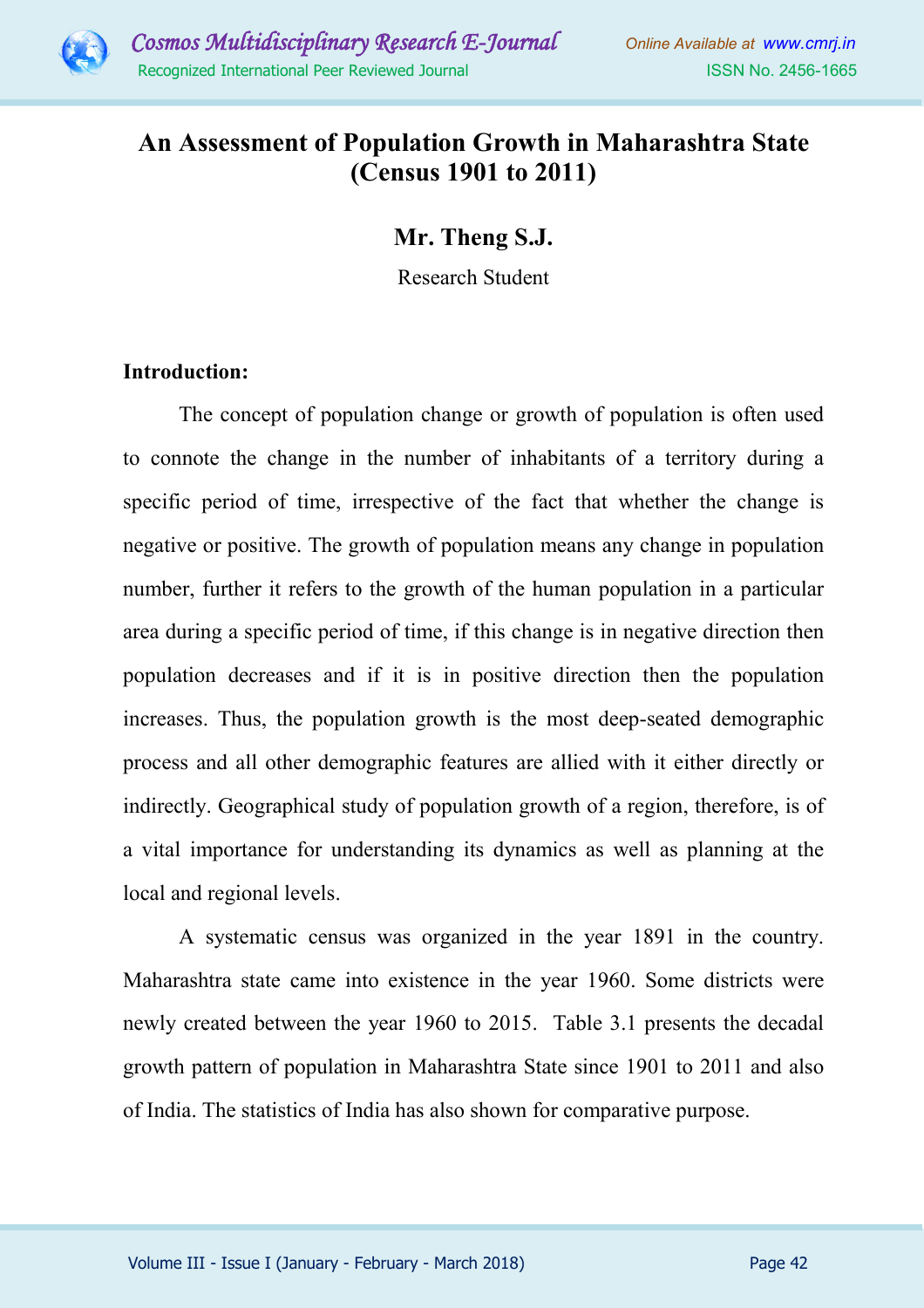# An Assessment of Population Growth in Maharashtra State (Census 1901 to 2011)

**Mr. Theng S.J.**

Research Student

**Introduction:**

The concept of population change or growth of population is often used to connote the change in the number of inhabitants of a territory during a specific period of time, irrespective of the fact that whether the change is negative or positive. The growth of population means any change in population number, further it refers to the growth of the human population in a particular area during a specific period of time, if this change is in negative direction then population decreases and if it is in positive direction then the population increases. Thus, the population growth is the most deep-seated demographic process and all other demographic features are allied with it either directly or indirectly. Geographical study of population growth of a region, therefore, is of a vital importance for understanding its dynamics as well as planning at the local and regional levels.

A systematic census was organized in the year 1891 in the country. Maharashtra state came into existence in the year 1960. Some districts were newly created between the year 1960 to 2015. Table 3.1 presents the decadal growth pattern of population in Maharashtra State since 1901 to 2011 and also of India. The statistics of India has also shown for comparative purpose.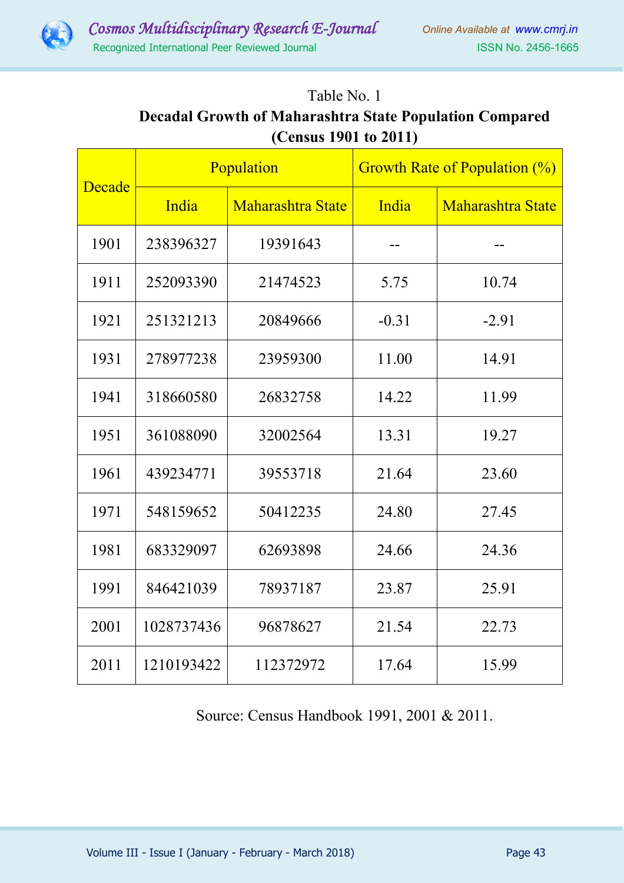Table No. 1

**Decadal Growth of Maharashtra State Population Compared (Census 1901 to 2011)**

| Decade | Population | | Growth Rate of Population (%) | |
|---|---|---|---|---|
| | India | Maharashtra State | India | Maharashtra State |
| 1901 | 238396327 | 19391643 | -- | -- |
| 1911 | 252093390 | 21474523 | 5.75 | 10.74 |
| 1921 | 251321213 | 20849666 | -0.31 | -2.91 |
| 1931 | 278977238 | 23959300 | 11.00 | 14.91 |
| 1941 | 318660580 | 26832758 | 14.22 | 11.99 |
| 1951 | 361088090 | 32002564 | 13.31 | 19.27 |
| 1961 | 439234771 | 39553718 | 21.64 | 23.60 |
| 1971 | 548159652 | 50412235 | 24.80 | 27.45 |
| 1981 | 683329097 | 62693898 | 24.66 | 24.36 |
| 1991 | 846421039 | 78937187 | 23.87 | 25.91 |
| 2001 | 1028737436 | 96878627 | 21.54 | 22.73 |
| 2011 | 1210193422 | 112372972 | 17.64 | 15.99 |

Source: Census Handbook 1991, 2001 & 2011.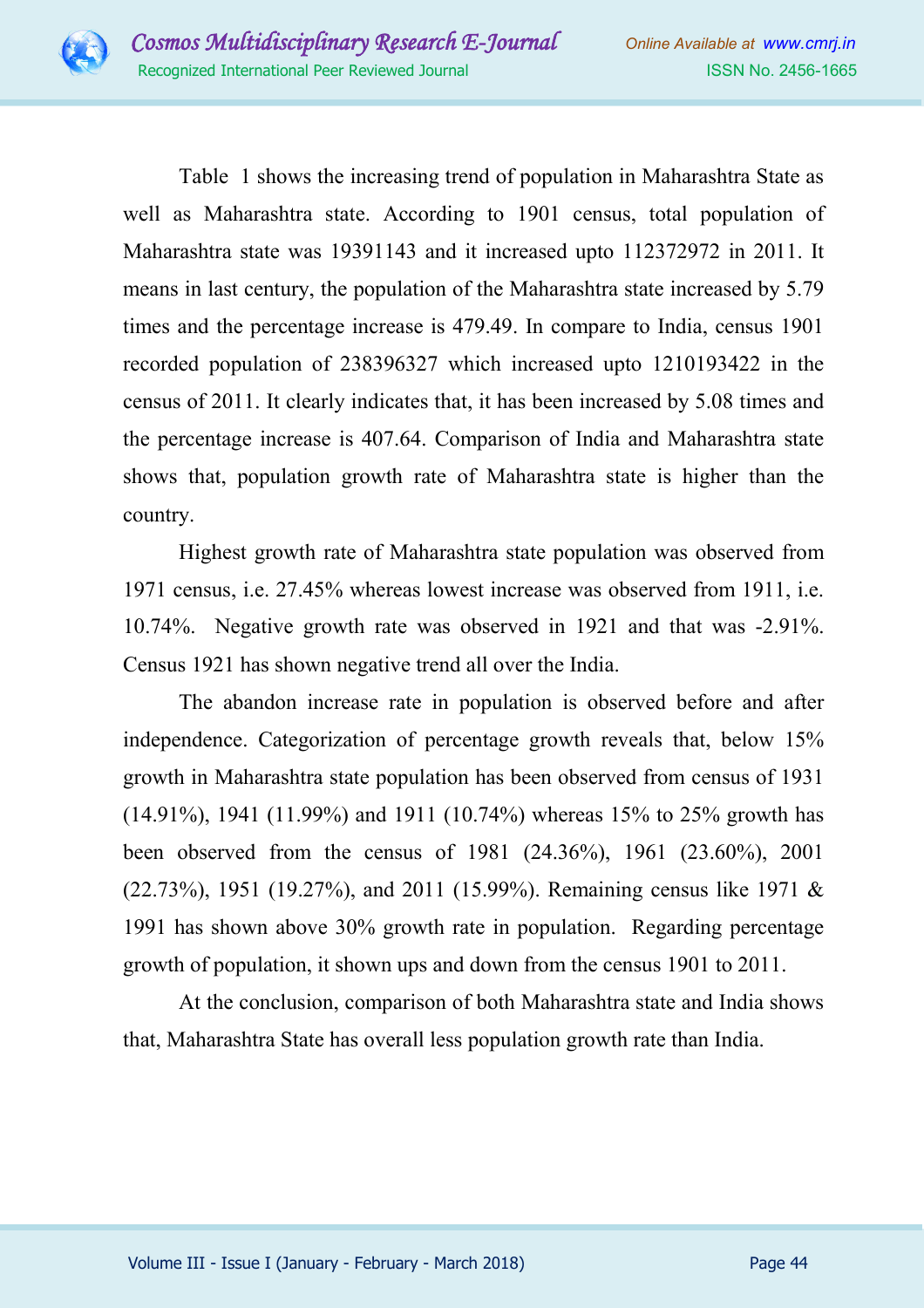Table 1 shows the increasing trend of population in Maharashtra State as well as Maharashtra state. According to 1901 census, total population of Maharashtra state was 19391143 and it increased upto 112372972 in 2011. It means in last century, the population of the Maharashtra state increased by 5.79 times and the percentage increase is 479.49. In compare to India, census 1901 recorded population of 238396327 which increased upto 1210193422 in the census of 2011. It clearly indicates that, it has been increased by 5.08 times and the percentage increase is 407.64. Comparison of India and Maharashtra state shows that, population growth rate of Maharashtra state is higher than the country.

Highest growth rate of Maharashtra state population was observed from 1971 census, i.e. 27.45% whereas lowest increase was observed from 1911, i.e. 10.74%. Negative growth rate was observed in 1921 and that was -2.91%. Census 1921 has shown negative trend all over the India.

The abandon increase rate in population is observed before and after independence. Categorization of percentage growth reveals that, below 15% growth in Maharashtra state population has been observed from census of 1931 (14.91%), 1941 (11.99%) and 1911 (10.74%) whereas 15% to 25% growth has been observed from the census of 1981 (24.36%), 1961 (23.60%), 2001 (22.73%), 1951 (19.27%), and 2011 (15.99%). Remaining census like 1971 & 1991 has shown above 30% growth rate in population. Regarding percentage growth of population, it shown ups and down from the census 1901 to 2011.

At the conclusion, comparison of both Maharashtra state and India shows that, Maharashtra State has overall less population growth rate than India.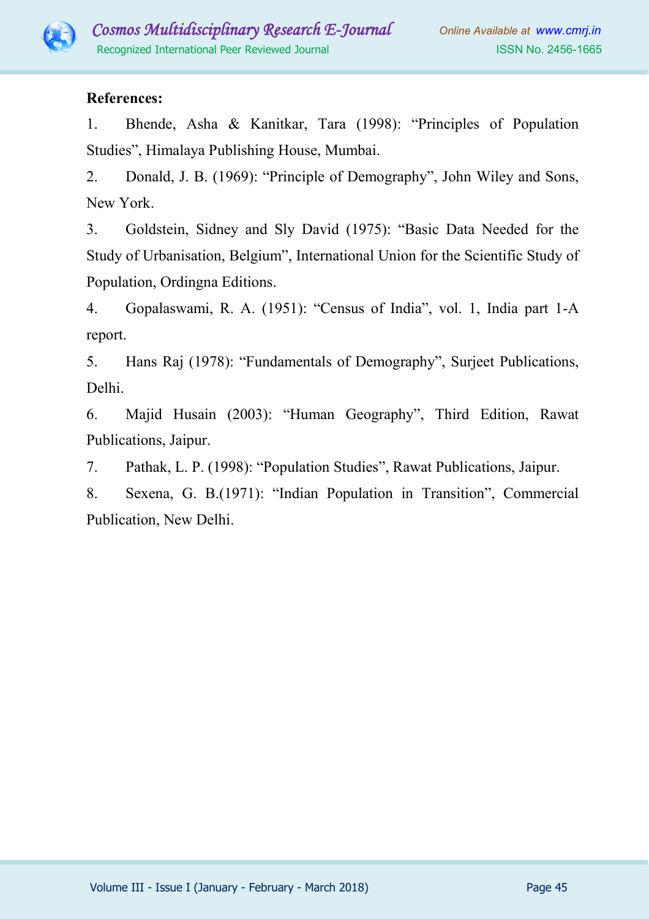**References:**

1. Bhende, Asha & Kanitkar, Tara (1998): "Principles of Population Studies", Himalaya Publishing House, Mumbai.
2. Donald, J. B. (1969): "Principle of Demography", John Wiley and Sons, New York.
3. Goldstein, Sidney and Sly David (1975): "Basic Data Needed for the Study of Urbanisation, Belgium", International Union for the Scientific Study of Population, Ordingna Editions.
4. Gopalaswami, R. A. (1951): "Census of India", vol. 1, India part 1-A report.
5. Hans Raj (1978): "Fundamentals of Demography", Surjeet Publications, Delhi.
6. Majid Husain (2003): "Human Geography", Third Edition, Rawat Publications, Jaipur.
7. Pathak, L. P. (1998): "Population Studies", Rawat Publications, Jaipur.
8. Sexena, G. B.(1971): "Indian Population in Transition", Commercial Publication, New Delhi.